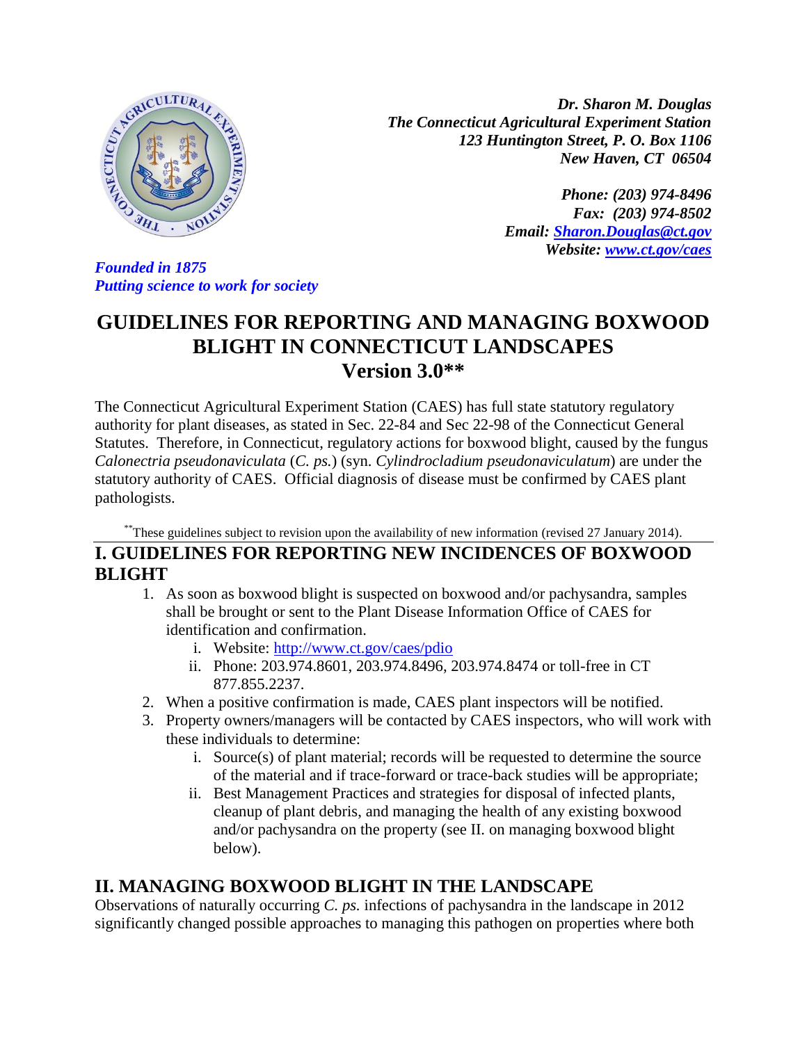*Dr. Sharon M. Douglas*
*The Connecticut Agricultural Experiment Station*
*123 Huntington Street, P. O. Box 1106*
*New Haven, CT 06504*

*Phone: (203) 974-8496*
*Fax: (203) 974-8502*
*Email: [Sharon.Douglas@ct.gov](mailto:Sharon.Douglas@ct.gov)*
*Website: [www.ct.gov/caes](http://www.ct.gov/caes)*

*Founded in 1875*
*Putting science to work for society*

# GUIDELINES FOR REPORTING AND MANAGING BOXWOOD BLIGHT IN CONNECTICUT LANDSCAPES
## Version 3.0**

The Connecticut Agricultural Experiment Station (CAES) has full state statutory regulatory authority for plant diseases, as stated in Sec. 22-84 and Sec 22-98 of the Connecticut General Statutes. Therefore, in Connecticut, regulatory actions for boxwood blight, caused by the fungus *Calonectria pseudonaviculata* (*C. ps.*) (syn. *Cylindrocladium pseudonaviculatum*) are under the statutory authority of CAES. Official diagnosis of disease must be confirmed by CAES plant pathologists.

**These guidelines subject to revision upon the availability of new information (revised 27 January 2014).

## I. GUIDELINES FOR REPORTING NEW INCIDENCES OF BOXWOOD BLIGHT

1. As soon as boxwood blight is suspected on boxwood and/or pachysandra, samples shall be brought or sent to the Plant Disease Information Office of CAES for identification and confirmation.
   i. Website: [http://www.ct.gov/caes/pdio](http://www.ct.gov/caes/pdio)
   ii. Phone: 203.974.8601, 203.974.8496, 203.974.8474 or toll-free in CT 877.855.2237.
2. When a positive confirmation is made, CAES plant inspectors will be notified.
3. Property owners/managers will be contacted by CAES inspectors, who will work with these individuals to determine:
   i. Source(s) of plant material; records will be requested to determine the source of the material and if trace-forward or trace-back studies will be appropriate;
   ii. Best Management Practices and strategies for disposal of infected plants, cleanup of plant debris, and managing the health of any existing boxwood and/or pachysandra on the property (see II. on managing boxwood blight below).

## II. MANAGING BOXWOOD BLIGHT IN THE LANDSCAPE

Observations of naturally occurring *C. ps.* infections of pachysandra in the landscape in 2012 significantly changed possible approaches to managing this pathogen on properties where both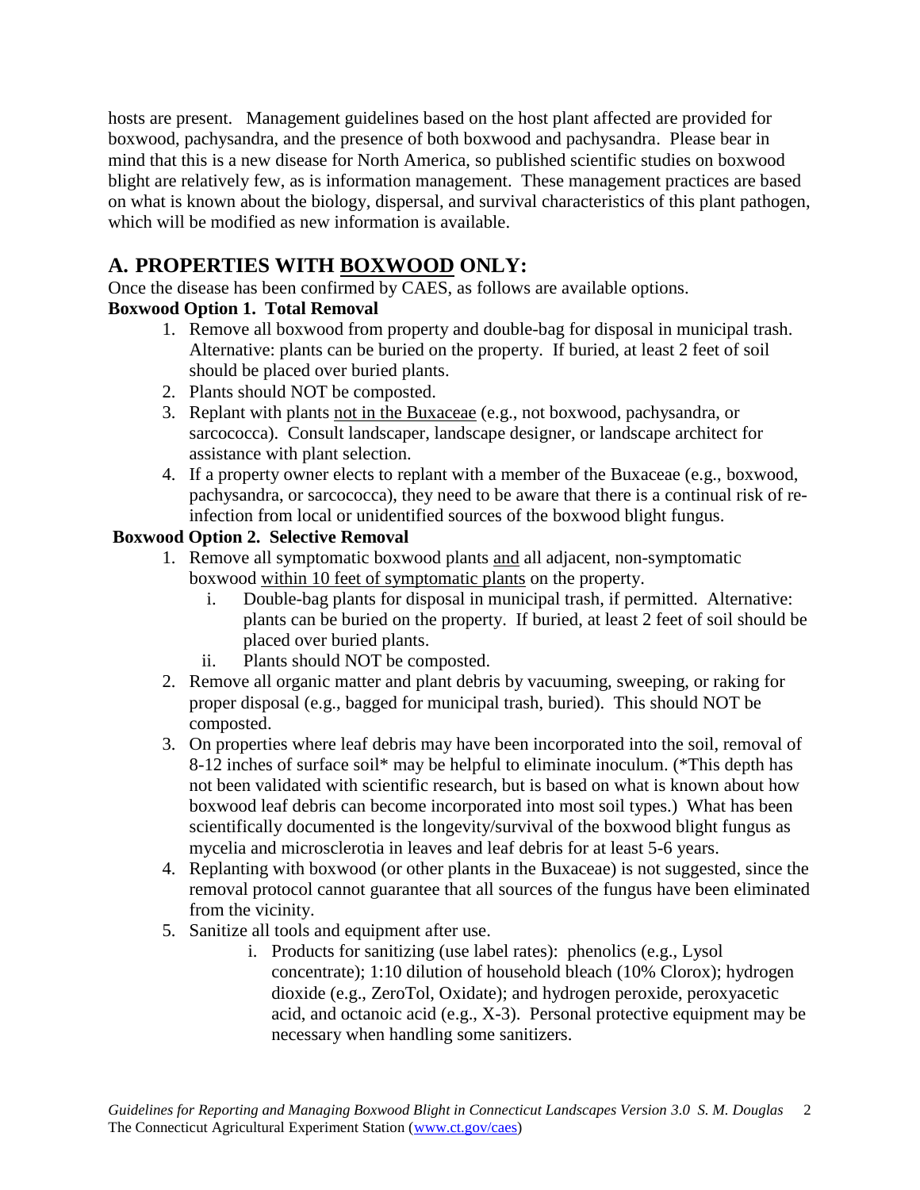hosts are present. Management guidelines based on the host plant affected are provided for boxwood, pachysandra, and the presence of both boxwood and pachysandra. Please bear in mind that this is a new disease for North America, so published scientific studies on boxwood blight are relatively few, as is information management. These management practices are based on what is known about the biology, dispersal, and survival characteristics of this plant pathogen, which will be modified as new information is available.

## A. PROPERTIES WITH <u>BOXWOOD</u> ONLY:

Once the disease has been confirmed by CAES, as follows are available options.

**Boxwood Option 1. Total Removal**

1. Remove all boxwood from property and double-bag for disposal in municipal trash. Alternative: plants can be buried on the property. If buried, at least 2 feet of soil should be placed over buried plants.
2. Plants should NOT be composted.
3. Replant with plants <u>not in the Buxaceae</u> (e.g., not boxwood, pachysandra, or sarcococca). Consult landscaper, landscape designer, or landscape architect for assistance with plant selection.
4. If a property owner elects to replant with a member of the Buxaceae (e.g., boxwood, pachysandra, or sarcococca), they need to be aware that there is a continual risk of re-infection from local or unidentified sources of the boxwood blight fungus.

**Boxwood Option 2. Selective Removal**

1. Remove all symptomatic boxwood plants <u>and</u> all adjacent, non-symptomatic boxwood <u>within 10 feet of symptomatic plants</u> on the property.
   i. Double-bag plants for disposal in municipal trash, if permitted. Alternative: plants can be buried on the property. If buried, at least 2 feet of soil should be placed over buried plants.
   ii. Plants should NOT be composted.
2. Remove all organic matter and plant debris by vacuuming, sweeping, or raking for proper disposal (e.g., bagged for municipal trash, buried). This should NOT be composted.
3. On properties where leaf debris may have been incorporated into the soil, removal of 8-12 inches of surface soil* may be helpful to eliminate inoculum. (*This depth has not been validated with scientific research, but is based on what is known about how boxwood leaf debris can become incorporated into most soil types.) What has been scientifically documented is the longevity/survival of the boxwood blight fungus as mycelia and microsclerotia in leaves and leaf debris for at least 5-6 years.
4. Replanting with boxwood (or other plants in the Buxaceae) is not suggested, since the removal protocol cannot guarantee that all sources of the fungus have been eliminated from the vicinity.
5. Sanitize all tools and equipment after use.
   i. Products for sanitizing (use label rates): phenolics (e.g., Lysol concentrate); 1:10 dilution of household bleach (10% Clorox); hydrogen dioxide (e.g., ZeroTol, Oxidate); and hydrogen peroxide, peroxyacetic acid, and octanoic acid (e.g., X-3). Personal protective equipment may be necessary when handling some sanitizers.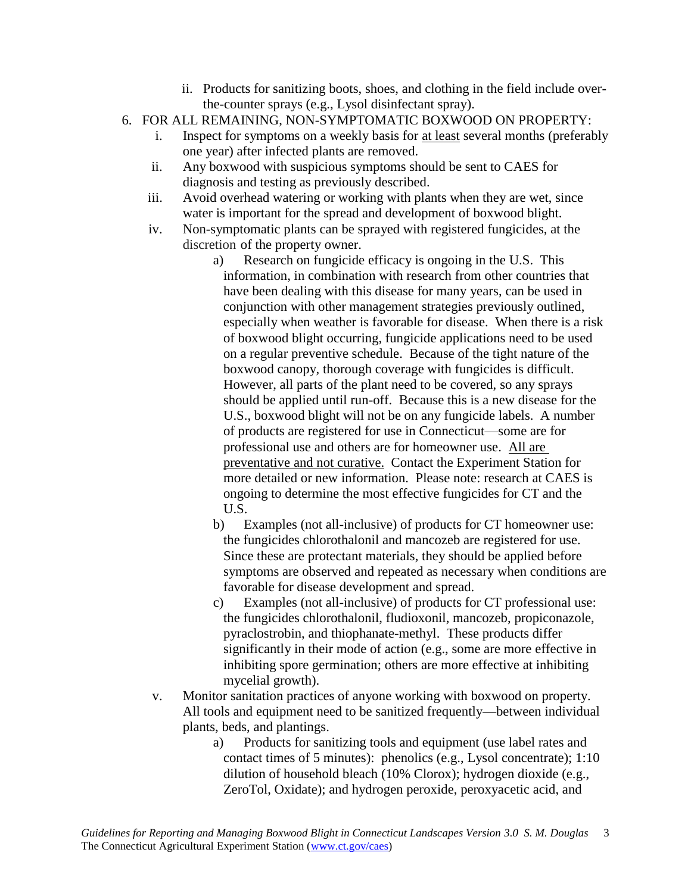ii. Products for sanitizing boots, shoes, and clothing in the field include over-the-counter sprays (e.g., Lysol disinfectant spray).

6. FOR ALL REMAINING, NON-SYMPTOMATIC BOXWOOD ON PROPERTY:
   i. Inspect for symptoms on a weekly basis for <u>at least</u> several months (preferably one year) after infected plants are removed.
   ii. Any boxwood with suspicious symptoms should be sent to CAES for diagnosis and testing as previously described.
   iii. Avoid overhead watering or working with plants when they are wet, since water is important for the spread and development of boxwood blight.
   iv. Non-symptomatic plants can be sprayed with registered fungicides, at the discretion of the property owner.
      a) Research on fungicide efficacy is ongoing in the U.S. This information, in combination with research from other countries that have been dealing with this disease for many years, can be used in conjunction with other management strategies previously outlined, especially when weather is favorable for disease. When there is a risk of boxwood blight occurring, fungicide applications need to be used on a regular preventive schedule. Because of the tight nature of the boxwood canopy, thorough coverage with fungicides is difficult. However, all parts of the plant need to be covered, so any sprays should be applied until run-off. Because this is a new disease for the U.S., boxwood blight will not be on any fungicide labels. A number of products are registered for use in Connecticut—some are for professional use and others are for homeowner use. <u>All are preventative and not curative.</u> Contact the Experiment Station for more detailed or new information. Please note: research at CAES is ongoing to determine the most effective fungicides for CT and the U.S.
      b) Examples (not all-inclusive) of products for CT homeowner use: the fungicides chlorothalonil and mancozeb are registered for use. Since these are protectant materials, they should be applied before symptoms are observed and repeated as necessary when conditions are favorable for disease development and spread.
      c) Examples (not all-inclusive) of products for CT professional use: the fungicides chlorothalonil, fludioxonil, mancozeb, propiconazole, pyraclostrobin, and thiophanate-methyl. These products differ significantly in their mode of action (e.g., some are more effective in inhibiting spore germination; others are more effective at inhibiting mycelial growth).
   v. Monitor sanitation practices of anyone working with boxwood on property. All tools and equipment need to be sanitized frequently—between individual plants, beds, and plantings.
      a) Products for sanitizing tools and equipment (use label rates and contact times of 5 minutes): phenolics (e.g., Lysol concentrate); 1:10 dilution of household bleach (10% Clorox); hydrogen dioxide (e.g., ZeroTol, Oxidate); and hydrogen peroxide, peroxyacetic acid, and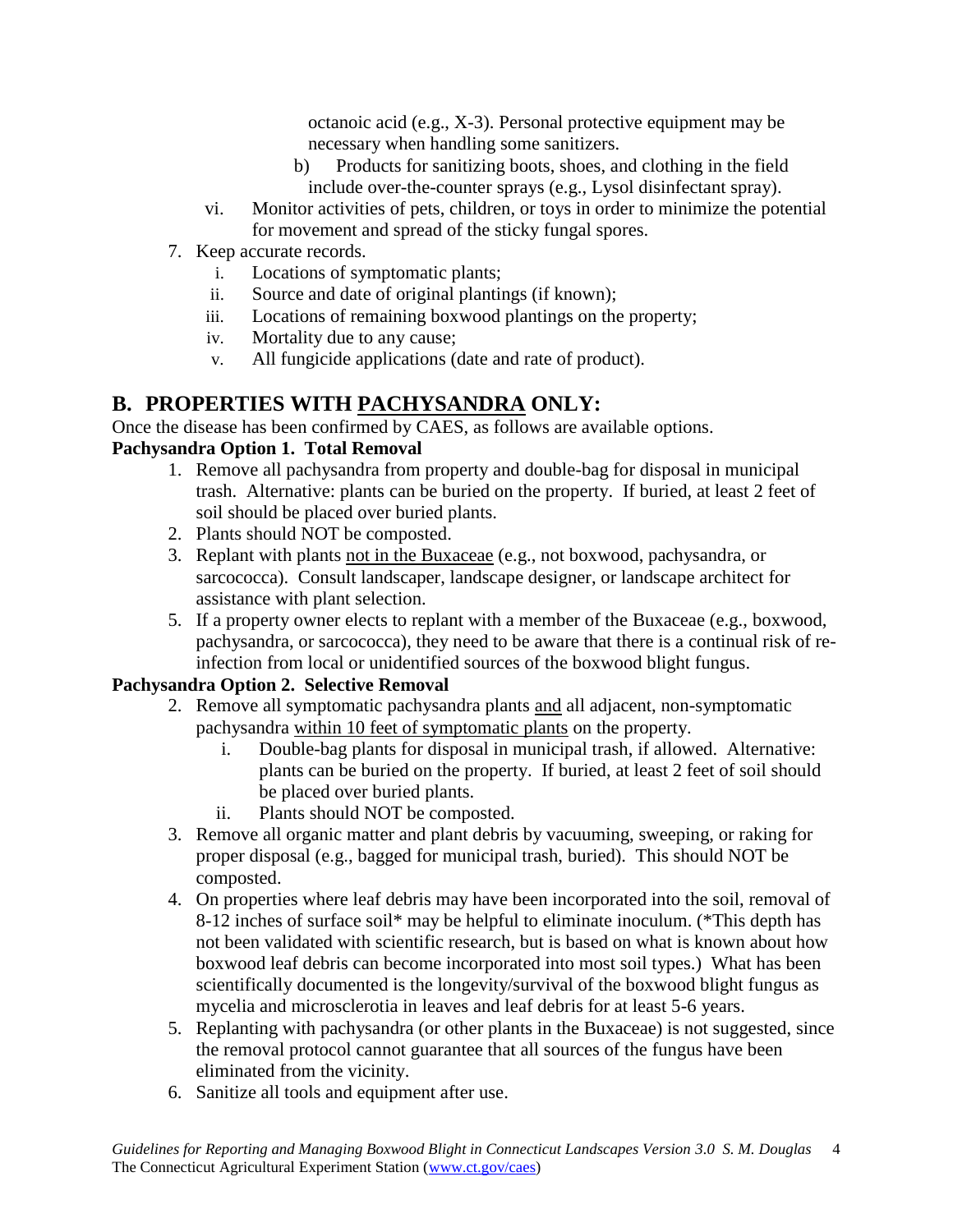octanoic acid (e.g., X-3). Personal protective equipment may be necessary when handling some sanitizers.

b) Products for sanitizing boots, shoes, and clothing in the field include over-the-counter sprays (e.g., Lysol disinfectant spray).

vi. Monitor activities of pets, children, or toys in order to minimize the potential for movement and spread of the sticky fungal spores.

7. Keep accurate records.
   i. Locations of symptomatic plants;
   ii. Source and date of original plantings (if known);
   iii. Locations of remaining boxwood plantings on the property;
   iv. Mortality due to any cause;
   v. All fungicide applications (date and rate of product).

## B. PROPERTIES WITH PACHYSANDRA ONLY:

Once the disease has been confirmed by CAES, as follows are available options.

**Pachysandra Option 1. Total Removal**

1. Remove all pachysandra from property and double-bag for disposal in municipal trash. Alternative: plants can be buried on the property. If buried, at least 2 feet of soil should be placed over buried plants.
2. Plants should NOT be composted.
3. Replant with plants not in the Buxaceae (e.g., not boxwood, pachysandra, or sarcococca). Consult landscaper, landscape designer, or landscape architect for assistance with plant selection.
5. If a property owner elects to replant with a member of the Buxaceae (e.g., boxwood, pachysandra, or sarcococca), they need to be aware that there is a continual risk of re-infection from local or unidentified sources of the boxwood blight fungus.

**Pachysandra Option 2. Selective Removal**

2. Remove all symptomatic pachysandra plants and all adjacent, non-symptomatic pachysandra within 10 feet of symptomatic plants on the property.
   i. Double-bag plants for disposal in municipal trash, if allowed. Alternative: plants can be buried on the property. If buried, at least 2 feet of soil should be placed over buried plants.
   ii. Plants should NOT be composted.
3. Remove all organic matter and plant debris by vacuuming, sweeping, or raking for proper disposal (e.g., bagged for municipal trash, buried). This should NOT be composted.
4. On properties where leaf debris may have been incorporated into the soil, removal of 8-12 inches of surface soil* may be helpful to eliminate inoculum. (*This depth has not been validated with scientific research, but is based on what is known about how boxwood leaf debris can become incorporated into most soil types.) What has been scientifically documented is the longevity/survival of the boxwood blight fungus as mycelia and microsclerotia in leaves and leaf debris for at least 5-6 years.
5. Replanting with pachysandra (or other plants in the Buxaceae) is not suggested, since the removal protocol cannot guarantee that all sources of the fungus have been eliminated from the vicinity.
6. Sanitize all tools and equipment after use.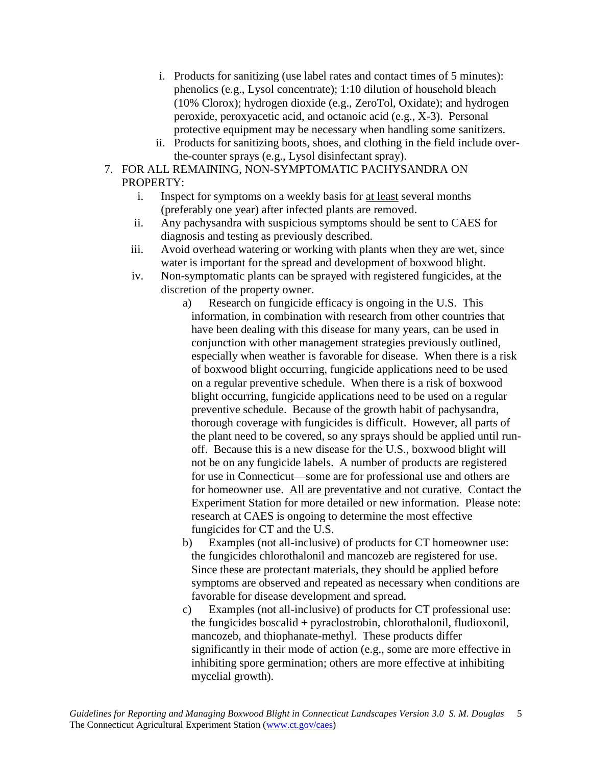i. Products for sanitizing (use label rates and contact times of 5 minutes): phenolics (e.g., Lysol concentrate); 1:10 dilution of household bleach (10% Clorox); hydrogen dioxide (e.g., ZeroTol, Oxidate); and hydrogen peroxide, peroxyacetic acid, and octanoic acid (e.g., X-3). Personal protective equipment may be necessary when handling some sanitizers.
   ii. Products for sanitizing boots, shoes, and clothing in the field include over-the-counter sprays (e.g., Lysol disinfectant spray).

7. FOR ALL REMAINING, NON-SYMPTOMATIC PACHYSANDRA ON PROPERTY:
   i. Inspect for symptoms on a weekly basis for <u>at least</u> several months (preferably one year) after infected plants are removed.
   ii. Any pachysandra with suspicious symptoms should be sent to CAES for diagnosis and testing as previously described.
   iii. Avoid overhead watering or working with plants when they are wet, since water is important for the spread and development of boxwood blight.
   iv. Non-symptomatic plants can be sprayed with registered fungicides, at the discretion of the property owner.
      a) Research on fungicide efficacy is ongoing in the U.S. This information, in combination with research from other countries that have been dealing with this disease for many years, can be used in conjunction with other management strategies previously outlined, especially when weather is favorable for disease. When there is a risk of boxwood blight occurring, fungicide applications need to be used on a regular preventive schedule. When there is a risk of boxwood blight occurring, fungicide applications need to be used on a regular preventive schedule. Because of the growth habit of pachysandra, thorough coverage with fungicides is difficult. However, all parts of the plant need to be covered, so any sprays should be applied until run-off. Because this is a new disease for the U.S., boxwood blight will not be on any fungicide labels. A number of products are registered for use in Connecticut—some are for professional use and others are for homeowner use. <u>All are preventative and not curative.</u> Contact the Experiment Station for more detailed or new information. Please note: research at CAES is ongoing to determine the most effective fungicides for CT and the U.S.
      b) Examples (not all-inclusive) of products for CT homeowner use: the fungicides chlorothalonil and mancozeb are registered for use. Since these are protectant materials, they should be applied before symptoms are observed and repeated as necessary when conditions are favorable for disease development and spread.
      c) Examples (not all-inclusive) of products for CT professional use: the fungicides boscalid + pyraclostrobin, chlorothalonil, fludioxonil, mancozeb, and thiophanate-methyl. These products differ significantly in their mode of action (e.g., some are more effective in inhibiting spore germination; others are more effective at inhibiting mycelial growth).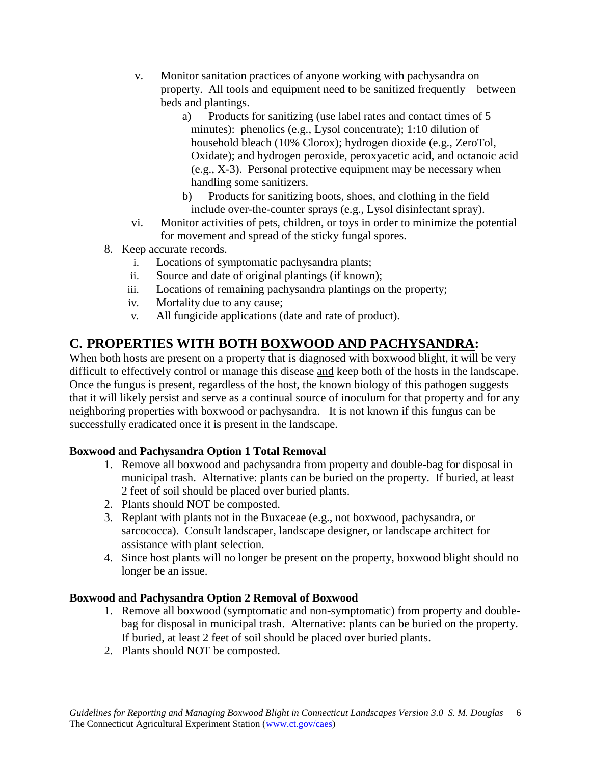v. Monitor sanitation practices of anyone working with pachysandra on property. All tools and equipment need to be sanitized frequently—between beds and plantings.
   a) Products for sanitizing (use label rates and contact times of 5 minutes): phenolics (e.g., Lysol concentrate); 1:10 dilution of household bleach (10% Clorox); hydrogen dioxide (e.g., ZeroTol, Oxidate); and hydrogen peroxide, peroxyacetic acid, and octanoic acid (e.g., X-3). Personal protective equipment may be necessary when handling some sanitizers.
   b) Products for sanitizing boots, shoes, and clothing in the field include over-the-counter sprays (e.g., Lysol disinfectant spray).

vi. Monitor activities of pets, children, or toys in order to minimize the potential for movement and spread of the sticky fungal spores.

8. Keep accurate records.
   i. Locations of symptomatic pachysandra plants;
   ii. Source and date of original plantings (if known);
   iii. Locations of remaining pachysandra plantings on the property;
   iv. Mortality due to any cause;
   v. All fungicide applications (date and rate of product).

## C. PROPERTIES WITH BOTH <u>BOXWOOD AND PACHYSANDRA</u>:

When both hosts are present on a property that is diagnosed with boxwood blight, it will be very difficult to effectively control or manage this disease <u>and</u> keep both of the hosts in the landscape. Once the fungus is present, regardless of the host, the known biology of this pathogen suggests that it will likely persist and serve as a continual source of inoculum for that property and for any neighboring properties with boxwood or pachysandra. It is not known if this fungus can be successfully eradicated once it is present in the landscape.

**Boxwood and Pachysandra Option 1 Total Removal**

1. Remove all boxwood and pachysandra from property and double-bag for disposal in municipal trash. Alternative: plants can be buried on the property. If buried, at least 2 feet of soil should be placed over buried plants.
2. Plants should NOT be composted.
3. Replant with plants <u>not in the Buxaceae</u> (e.g., not boxwood, pachysandra, or sarcococca). Consult landscaper, landscape designer, or landscape architect for assistance with plant selection.
4. Since host plants will no longer be present on the property, boxwood blight should no longer be an issue.

**Boxwood and Pachysandra Option 2 Removal of Boxwood**

1. Remove <u>all boxwood</u> (symptomatic and non-symptomatic) from property and double-bag for disposal in municipal trash. Alternative: plants can be buried on the property. If buried, at least 2 feet of soil should be placed over buried plants.
2. Plants should NOT be composted.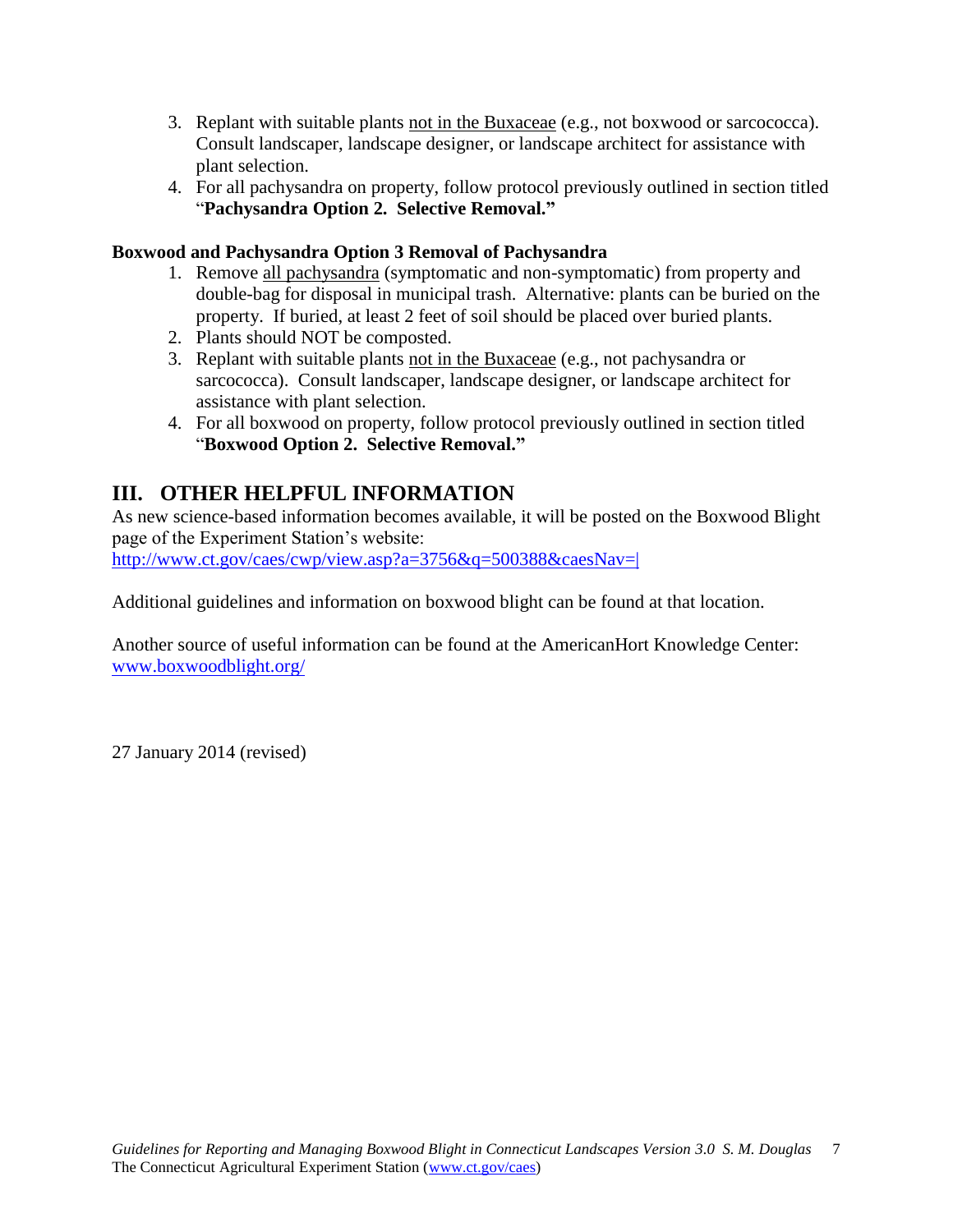3. Replant with suitable plants not in the Buxaceae (e.g., not boxwood or sarcococca). Consult landscaper, landscape designer, or landscape architect for assistance with plant selection.
4. For all pachysandra on property, follow protocol previously outlined in section titled "**Pachysandra Option 2. Selective Removal.**"

**Boxwood and Pachysandra Option 3 Removal of Pachysandra**

1. Remove all pachysandra (symptomatic and non-symptomatic) from property and double-bag for disposal in municipal trash. Alternative: plants can be buried on the property. If buried, at least 2 feet of soil should be placed over buried plants.
2. Plants should NOT be composted.
3. Replant with suitable plants not in the Buxaceae (e.g., not pachysandra or sarcococca). Consult landscaper, landscape designer, or landscape architect for assistance with plant selection.
4. For all boxwood on property, follow protocol previously outlined in section titled "**Boxwood Option 2. Selective Removal.**"

## III. OTHER HELPFUL INFORMATION

As new science-based information becomes available, it will be posted on the Boxwood Blight page of the Experiment Station's website:
http://www.ct.gov/caes/cwp/view.asp?a=3756&q=500388&caesNav=|

Additional guidelines and information on boxwood blight can be found at that location.

Another source of useful information can be found at the AmericanHort Knowledge Center:
www.boxwoodblight.org/

27 January 2014 (revised)